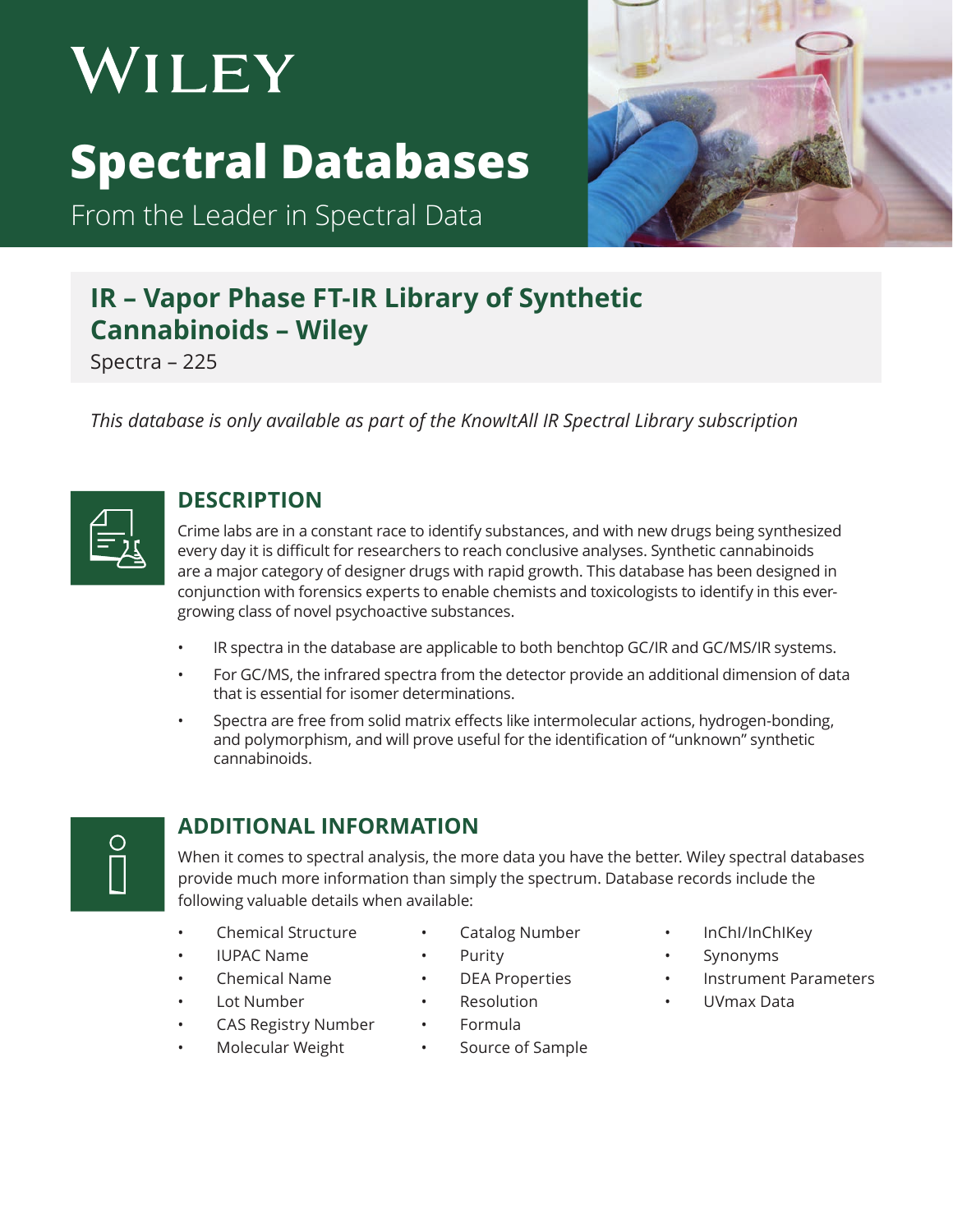# WILEY

# Spectral Databases

From the Leader in Spectral Data

## IR – Vapor Phase FT-IR Library of Synthetic Cannabinoids – Wiley

Spectra – 225

*This database is only available as part of the KnowItAll IR Spectral Library subscription*

## DESCRIPTION

Crime labs are in a constant race to identify substances, and with new drugs being synthesized every day it is difficult for researchers to reach conclusive analyses. Synthetic cannabinoids are a major category of designer drugs with rapid growth. This database has been designed in conjunction with forensics experts to enable chemists and toxicologists to identify in this ever-growing class of novel psychoactive substances.

- IR spectra in the database are applicable to both benchtop GC/IR and GC/MS/IR systems.
- For GC/MS, the infrared spectra from the detector provide an additional dimension of data that is essential for isomer determinations.
- Spectra are free from solid matrix effects like intermolecular actions, hydrogen-bonding, and polymorphism, and will prove useful for the identification of "unknown" synthetic cannabinoids.

## ADDITIONAL INFORMATION

When it comes to spectral analysis, the more data you have the better. Wiley spectral databases provide much more information than simply the spectrum. Database records include the following valuable details when available:

- Chemical Structure
- IUPAC Name
- Chemical Name
- Lot Number
- CAS Registry Number
- Molecular Weight
- Catalog Number
- Purity
- DEA Properties
- Resolution
- Formula
- Source of Sample
- InChI/InChIKey
- Synonyms
- Instrument Parameters
- UVmax Data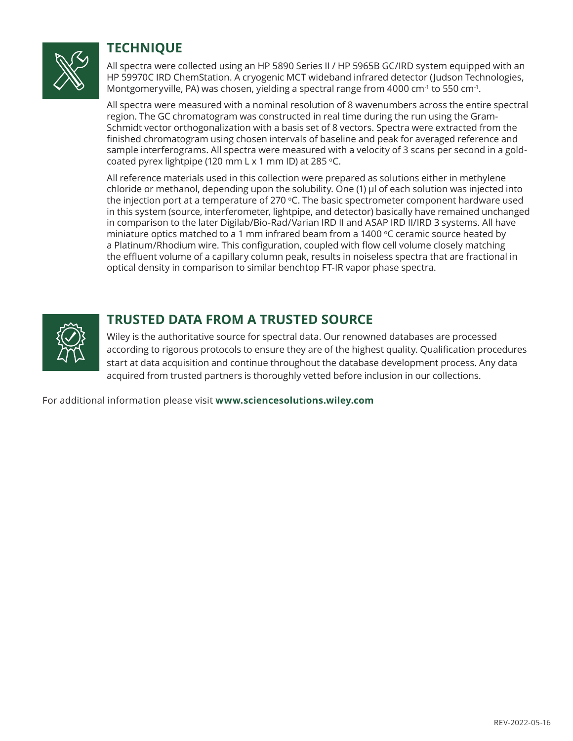## TECHNIQUE

All spectra were collected using an HP 5890 Series II / HP 5965B GC/IRD system equipped with an HP 59970C IRD ChemStation. A cryogenic MCT wideband infrared detector (Judson Technologies, Montgomeryville, PA) was chosen, yielding a spectral range from 4000 $cm^{-1}$ to 550 $cm^{-1}$.

All spectra were measured with a nominal resolution of 8 wavenumbers across the entire spectral region. The GC chromatogram was constructed in real time during the run using the Gram-Schmidt vector orthogonalization with a basis set of 8 vectors. Spectra were extracted from the finished chromatogram using chosen intervals of baseline and peak for averaged reference and sample interferograms. All spectra were measured with a velocity of 3 scans per second in a gold-coated pyrex lightpipe (120 mm L x 1 mm ID) at 285 °C.

All reference materials used in this collection were prepared as solutions either in methylene chloride or methanol, depending upon the solubility. One (1) µl of each solution was injected into the injection port at a temperature of 270 °C. The basic spectrometer component hardware used in this system (source, interferometer, lightpipe, and detector) basically have remained unchanged in comparison to the later Digilab/Bio-Rad/Varian IRD II and ASAP IRD II/IRD 3 systems. All have miniature optics matched to a 1 mm infrared beam from a 1400 °C ceramic source heated by a Platinum/Rhodium wire. This configuration, coupled with flow cell volume closely matching the effluent volume of a capillary column peak, results in noiseless spectra that are fractional in optical density in comparison to similar benchtop FT-IR vapor phase spectra.

## TRUSTED DATA FROM A TRUSTED SOURCE

Wiley is the authoritative source for spectral data. Our renowned databases are processed according to rigorous protocols to ensure they are of the highest quality. Qualification procedures start at data acquisition and continue throughout the database development process. Any data acquired from trusted partners is thoroughly vetted before inclusion in our collections.

For additional information please visit **www.sciencesolutions.wiley.com**

REV-2022-05-16